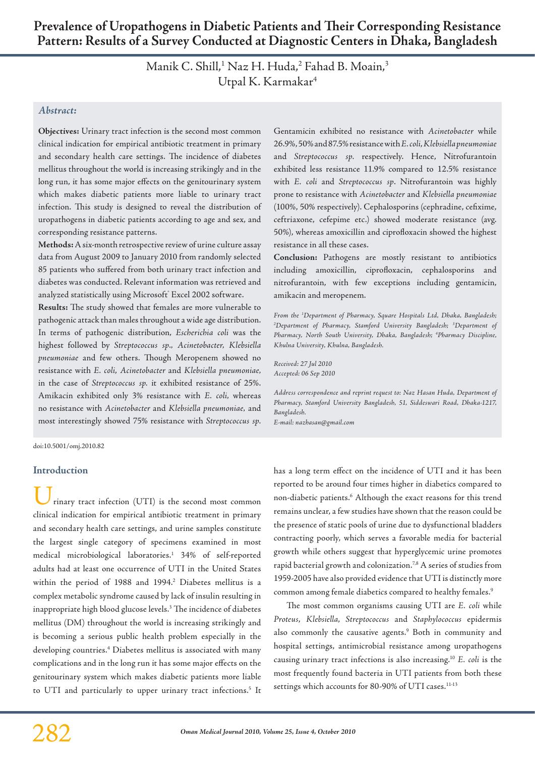# Prevalence of Uropathogens in Diabetic Patients and Their Corresponding Resistance Pattern: Results of a Survey Conducted at Diagnostic Centers in Dhaka, Bangladesh

Manik C. Shill,[1] Naz H. Huda,[2] Fahad B. Moain,[3] Utpal K. Karmakar[4]

### *Abstract:*

**Objectives:** Urinary tract infection is the second most common clinical indication for empirical antibiotic treatment in primary and secondary health care settings. The incidence of diabetes mellitus throughout the world is increasing strikingly and in the long run, it has some major effects on the genitourinary system which makes diabetic patients more liable to urinary tract infection. This study is designed to reveal the distribution of uropathogens in diabetic patients according to age and sex, and corresponding resistance patterns.

**Methods:** A six-month retrospective review of urine culture assay data from August 2009 to January 2010 from randomly selected 85 patients who suffered from both urinary tract infection and diabetes was conducted. Relevant information was retrieved and analyzed statistically using Microsoft® Excel 2002 software.

**Results:** The study showed that females are more vulnerable to pathogenic attack than males throughout a wide age distribution. In terms of pathogenic distribution, *Escherichia coli* was the highest followed by *Streptococcus sp*., *Acinetobacter, Klebsiella pneumoniae* and few others. Though Meropenem showed no resistance with *E. coli, Acinetobacter* and *Klebsiella pneumoniae*, in the case of *Streptococcus sp.* it exhibited resistance of 25%. Amikacin exhibited only 3% resistance with *E. coli*, whereas no resistance with *Acinetobacter* and *Klebsiella pneumoniae*, and most interestingly showed 75% resistance with *Streptococcus sp*. Gentamicin exhibited no resistance with *Acinetobacter* while 26.9%, 50% and 87.5% resistance with *E. coli*, *Klebsiella pneumoniae* and *Streptococcus sp.* respectively. Hence, Nitrofurantoin exhibited less resistance 11.9% compared to 12.5% resistance with *E. coli* and *Streptococcus sp*. Nitrofurantoin was highly prone to resistance with *Acinetobacter* and *Klebsiella pneumoniae* (100%, 50% respectively). Cephalosporins (cephradine, cefixime, ceftriaxone, cefepime etc.) showed moderate resistance (avg. 50%), whereas amoxicillin and ciprofloxacin showed the highest resistance in all these cases.

**Conclusion:** Pathogens are mostly resistant to antibiotics including amoxicillin, ciprofloxacin, cephalosporins and nitrofurantoin, with few exceptions including gentamicin, amikacin and meropenem.

*From the [1]Department of Pharmacy, Square Hospitals Ltd, Dhaka, Bangladesh; [2]Department of Pharmacy, Stamford University Bangladesh; [3]Department of Pharmacy, North South University, Dhaka, Bangladesh; [4]Pharmacy Discipline, Khulna University, Khulna, Bangladesh.*

*Received: 27 Jul 2010*
*Accepted: 06 Sep 2010*

*Address correspondence and reprint request to: Naz Hasan Huda, Department of Pharmacy, Stamford University Bangladesh, 51, Siddeswari Road, Dhaka-1217, Bangladesh.*
*E-mail: nazhasan@gmail.com*

doi:10.5001/omj.2010.82

## Introduction

Urinary tract infection (UTI) is the second most common clinical indication for empirical antibiotic treatment in primary and secondary health care settings, and urine samples constitute the largest single category of specimens examined in most medical microbiological laboratories.[1] 34% of self-reported adults had at least one occurrence of UTI in the United States within the period of 1988 and 1994.[2] Diabetes mellitus is a complex metabolic syndrome caused by lack of insulin resulting in inappropriate high blood glucose levels.[3] The incidence of diabetes mellitus (DM) throughout the world is increasing strikingly and is becoming a serious public health problem especially in the developing countries.[4] Diabetes mellitus is associated with many complications and in the long run it has some major effects on the genitourinary system which makes diabetic patients more liable to UTI and particularly to upper urinary tract infections.[5] It has a long term effect on the incidence of UTI and it has been reported to be around four times higher in diabetics compared to non-diabetic patients.[6] Although the exact reasons for this trend remains unclear, a few studies have shown that the reason could be the presence of static pools of urine due to dysfunctional bladders contracting poorly, which serves a favorable media for bacterial growth while others suggest that hyperglycemic urine promotes rapid bacterial growth and colonization.[7,8] A series of studies from 1959-2005 have also provided evidence that UTI is distinctly more common among female diabetics compared to healthy females.[9]

The most common organisms causing UTI are *E. coli* while *Proteus*, *Klebsiella*, *Streptococcus* and *Staphylococcus* epidermis also commonly the causative agents.[9] Both in community and hospital settings, antimicrobial resistance among uropathogens causing urinary tract infections is also increasing.[10] *E. coli* is the most frequently found bacteria in UTI patients from both these settings which accounts for 80-90% of UTI cases.[11-13]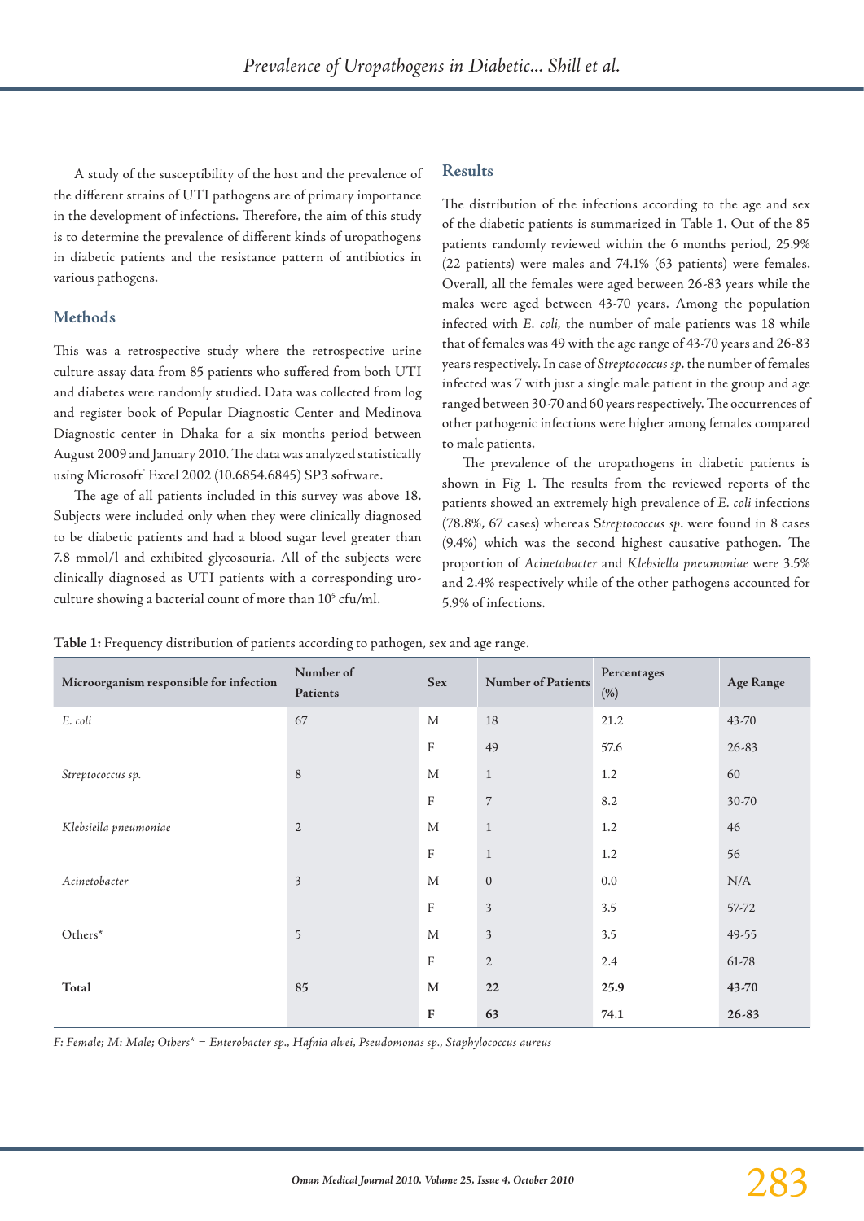A study of the susceptibility of the host and the prevalence of the different strains of UTI pathogens are of primary importance in the development of infections. Therefore, the aim of this study is to determine the prevalence of different kinds of uropathogens in diabetic patients and the resistance pattern of antibiotics in various pathogens.

## Methods

This was a retrospective study where the retrospective urine culture assay data from 85 patients who suffered from both UTI and diabetes were randomly studied. Data was collected from log and register book of Popular Diagnostic Center and Medinova Diagnostic center in Dhaka for a six months period between August 2009 and January 2010. The data was analyzed statistically using Microsoft® Excel 2002 (10.6854.6845) SP3 software.

The age of all patients included in this survey was above 18. Subjects were included only when they were clinically diagnosed to be diabetic patients and had a blood sugar level greater than 7.8 mmol/l and exhibited glycosouria. All of the subjects were clinically diagnosed as UTI patients with a corresponding uro-culture showing a bacterial count of more than $10^5$ cfu/ml.

## Results

The distribution of the infections according to the age and sex of the diabetic patients is summarized in Table 1. Out of the 85 patients randomly reviewed within the 6 months period, 25.9% (22 patients) were males and 74.1% (63 patients) were females. Overall, all the females were aged between 26-83 years while the males were aged between 43-70 years. Among the population infected with *E. coli*, the number of male patients was 18 while that of females was 49 with the age range of 43-70 years and 26-83 years respectively. In case of *Streptococcus sp*. the number of females infected was 7 with just a single male patient in the group and age ranged between 30-70 and 60 years respectively. The occurrences of other pathogenic infections were higher among females compared to male patients.

The prevalence of the uropathogens in diabetic patients is shown in Fig 1. The results from the reviewed reports of the patients showed an extremely high prevalence of *E. coli* infections (78.8%, 67 cases) whereas *Streptococcus sp*. were found in 8 cases (9.4%) which was the second highest causative pathogen. The proportion of *Acinetobacter* and *Klebsiella pneumoniae* were 3.5% and 2.4% respectively while of the other pathogens accounted for 5.9% of infections.

**Table 1:** Frequency distribution of patients according to pathogen, sex and age range.

| Microorganism responsible for infection | Number of Patients | Sex | Number of Patients | Percentages (%) | Age Range |
|---|---|---|---|---|---|
| *E. coli* | 67 | M | 18 | 21.2 | 43-70 |
| | | F | 49 | 57.6 | 26-83 |
| *Streptococcus sp.* | 8 | M | 1 | 1.2 | 60 |
| | | F | 7 | 8.2 | 30-70 |
| *Klebsiella pneumoniae* | 2 | M | 1 | 1.2 | 46 |
| | | F | 1 | 1.2 | 56 |
| *Acinetobacter* | 3 | M | 0 | 0.0 | N/A |
| | | F | 3 | 3.5 | 57-72 |
| Others* | 5 | M | 3 | 3.5 | 49-55 |
| | | F | 2 | 2.4 | 61-78 |
| **Total** | **85** | **M** | **22** | **25.9** | **43-70** |
| | | **F** | **63** | **74.1** | **26-83** |

*F: Female; M: Male; Others* = Enterobacter sp., Hafnia alvei, Pseudomonas sp., Staphylococcus aureus*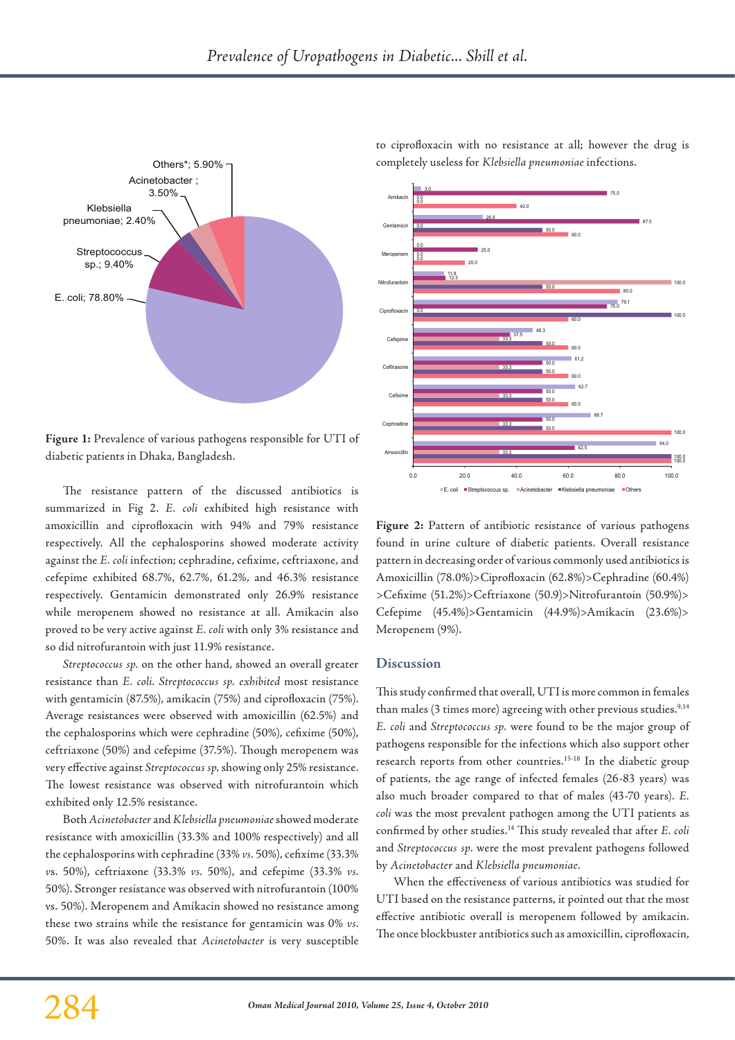**Figure 1:** Prevalence of various pathogens responsible for UTI of diabetic patients in Dhaka, Bangladesh.

The resistance pattern of the discussed antibiotics is summarized in Fig 2. *E. coli* exhibited high resistance with amoxicillin and ciprofloxacin with 94% and 79% resistance respectively. All the cephalosporins showed moderate activity against the *E. coli* infection; cephradine, cefixime, ceftriaxone, and cefepime exhibited 68.7%, 62.7%, 61.2%, and 46.3% resistance respectively. Gentamicin demonstrated only 26.9% resistance while meropenem showed no resistance at all. Amikacin also proved to be very active against *E. coli* with only 3% resistance and so did nitrofurantoin with just 11.9% resistance.

*Streptococcus sp.* on the other hand, showed an overall greater resistance than *E. coli*. *Streptococcus sp. exhibited* most resistance with gentamicin (87.5%), amikacin (75%) and ciprofloxacin (75%). Average resistances were observed with amoxicillin (62.5%) and the cephalosporins which were cephradine (50%), cefixime (50%), ceftriaxone (50%) and cefepime (37.5%). Though meropenem was very effective against *Streptococcus sp*, showing only 25% resistance. The lowest resistance was observed with nitrofurantoin which exhibited only 12.5% resistance.

Both *Acinetobacter* and *Klebsiella pneumoniae* showed moderate resistance with amoxicillin (33.3% and 100% respectively) and all the cephalosporins with cephradine (33% *vs.* 50%), cefixime (33.3% *vs.* 50%), ceftriaxone (33.3% *vs.* 50%), and cefepime (33.3% *vs.* 50%). Stronger resistance was observed with nitrofurantoin (100% vs. 50%). Meropenem and Amikacin showed no resistance among these two strains while the resistance for gentamicin was 0% *vs.* 50%. It was also revealed that *Acinetobacter* is very susceptible to ciprofloxacin with no resistance at all; however the drug is completely useless for *Klebsiella pneumoniae* infections.

**Figure 2:** Pattern of antibiotic resistance of various pathogens found in urine culture of diabetic patients. Overall resistance pattern in decreasing order of various commonly used antibiotics is Amoxicillin (78.0%)>Ciprofloxacin (62.8%)>Cephradine (60.4%) >Cefixime (51.2%)>Ceftriaxone (50.9)>Nitrofurantoin (50.9%)> Cefepime (45.4%)>Gentamicin (44.9%)>Amikacin (23.6%)> Meropenem (9%).

## Discussion

This study confirmed that overall, UTI is more common in females than males (3 times more) agreeing with other previous studies.[9,14] *E. coli* and *Streptococcus sp.* were found to be the major group of pathogens responsible for the infections which also support other research reports from other countries.[15-18] In the diabetic group of patients, the age range of infected females (26-83 years) was also much broader compared to that of males (43-70 years). *E. coli* was the most prevalent pathogen among the UTI patients as confirmed by other studies.[14] This study revealed that after *E. coli* and *Streptococcus sp.* were the most prevalent pathogens followed by *Acinetobacter* and *Klebsiella pneumoniae*.

When the effectiveness of various antibiotics was studied for UTI based on the resistance patterns, it pointed out that the most effective antibiotic overall is meropenem followed by amikacin. The once blockbuster antibiotics such as amoxicillin, ciprofloxacin,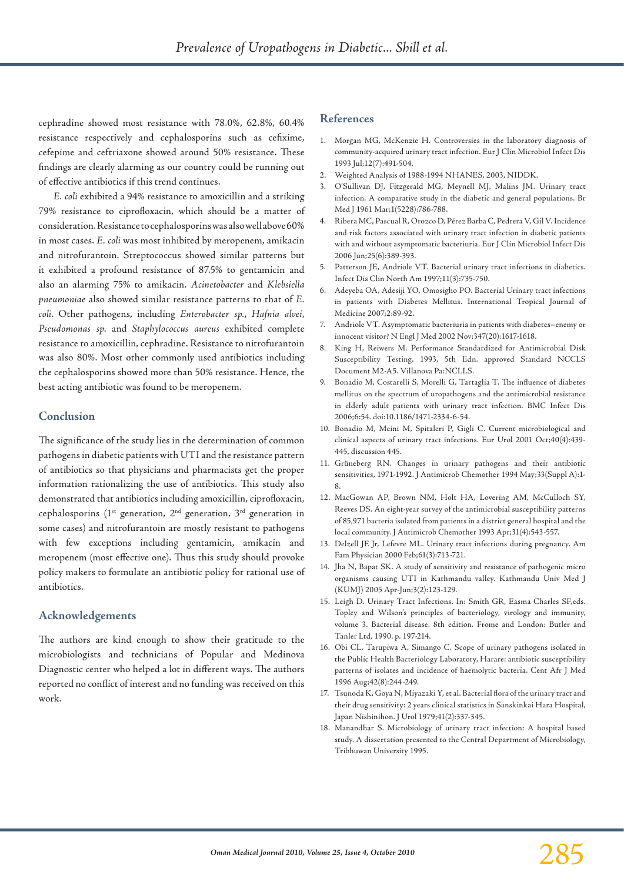cephradine showed most resistance with 78.0%, 62.8%, 60.4% resistance respectively and cephalosporins such as cefixime, cefepime and ceftriaxone showed around 50% resistance. These findings are clearly alarming as our country could be running out of effective antibiotics if this trend continues.

*E. coli* exhibited a 94% resistance to amoxicillin and a striking 79% resistance to ciprofloxacin, which should be a matter of consideration. Resistance to cephalosporins was also well above 60% in most cases. *E. coli* was most inhibited by meropenem, amikacin and nitrofurantoin. Streptococcus showed similar patterns but it exhibited a profound resistance of 87.5% to gentamicin and also an alarming 75% to amikacin. *Acinetobacter* and *Klebsiella pneumoniae* also showed similar resistance patterns to that of *E. coli*. Other pathogens, including *Enterobacter sp.*, *Hafnia alvei*, *Pseudomonas sp.* and *Staphylococcus aureus* exhibited complete resistance to amoxicillin, cephradine. Resistance to nitrofurantoin was also 80%. Most other commonly used antibiotics including the cephalosporins showed more than 50% resistance. Hence, the best acting antibiotic was found to be meropenem.

## Conclusion

The significance of the study lies in the determination of common pathogens in diabetic patients with UTI and the resistance pattern of antibiotics so that physicians and pharmacists get the proper information rationalizing the use of antibiotics. This study also demonstrated that antibiotics including amoxicillin, ciprofloxacin, cephalosporins (1st generation, 2nd generation, 3rd generation in some cases) and nitrofurantoin are mostly resistant to pathogens with few exceptions including gentamicin, amikacin and meropenem (most effective one). Thus this study should provoke policy makers to formulate an antibiotic policy for rational use of antibiotics.

## Acknowledgements

The authors are kind enough to show their gratitude to the microbiologists and technicians of Popular and Medinova Diagnostic center who helped a lot in different ways. The authors reported no conflict of interest and no funding was received on this work.

## References

1. Morgan MG, McKenzie H. Controversies in the laboratory diagnosis of community-acquired urinary tract infection. Eur J Clin Microbiol Infect Dis 1993 Jul;12(7):491-504.
2. Weighted Analysis of 1988-1994 NHANES, 2003, NIDDK.
3. O'Sullivan DJ, Fitzgerald MG, Meynell MJ, Malins JM. Urinary tract infection. A comparative study in the diabetic and general populations. Br Med J 1961 Mar;1(5228):786-788.
4. Ribera MC, Pascual R, Orozco D, Pérez Barba C, Pedrera V, Gil V. Incidence and risk factors associated with urinary tract infection in diabetic patients with and without asymptomatic bacteriuria. Eur J Clin Microbiol Infect Dis 2006 Jun;25(6):389-393.
5. Patterson JE, Andriole VT. Bacterial urinary tract infections in diabetics. Infect Dis Clin North Am 1997;11(3):735-750.
6. Adeyeba OA, Adesiji YO, Omosigho PO. Bacterial Urinary tract infections in patients with Diabetes Mellitus. International Tropical Journal of Medicine 2007;2:89-92.
7. Andriole VT. Asymptomatic bacteriuria in patients with diabetes–enemy or innocent visitor? N Engl J Med 2002 Nov;347(20):1617-1618.
8. King H, Reiwers M. Performance Standardized for Antimicrobial Disk Susceptibility Testing, 1993, 5th Edn. approved Standard NCCLS Document M2-A5. Villanova Pa:NCLLS.
9. Bonadio M, Costarelli S, Morelli G, Tartaglia T. The influence of diabetes mellitus on the spectrum of uropathogens and the antimicrobial resistance in elderly adult patients with urinary tract infection. BMC Infect Dis 2006;6:54. doi:10.1186/1471-2334-6-54.
10. Bonadio M, Meini M, Spitaleri P, Gigli C. Current microbiological and clinical aspects of urinary tract infections. Eur Urol 2001 Oct;40(4):439-445, discussion 445.
11. Grüneberg RN. Changes in urinary pathogens and their antibiotic sensitivities, 1971-1992. J Antimicrob Chemother 1994 May;33(Suppl A):1-8.
12. MacGowan AP, Brown NM, Holt HA, Lovering AM, McCulloch SY, Reeves DS. An eight-year survey of the antimicrobial susceptibility patterns of 85,971 bacteria isolated from patients in a district general hospital and the local community. J Antimicrob Chemother 1993 Apr;31(4):543-557.
13. Delzell JE Jr, Lefevre ML. Urinary tract infections during pregnancy. Am Fam Physician 2000 Feb;61(3):713-721.
14. Jha N, Bapat SK. A study of sensitivity and resistance of pathogenic micro organisms causing UTI in Kathmandu valley. Kathmandu Univ Med J (KUMJ) 2005 Apr-Jun;3(2):123-129.
15. Leigh D. Urinary Tract Infections. In: Smith GR, Easma Charles SF,eds. Topley and Wilson's principles of bacteriology, virology and immunity, volume 3. Bacterial disease. 8th edition. Frome and London: Butler and Tanler Ltd, 1990. p. 197-214.
16. Obi CL, Tarupiwa A, Simango C. Scope of urinary pathogens isolated in the Public Health Bacteriology Laboratory, Harare: antibiotic susceptibility patterns of isolates and incidence of haemolytic bacteria. Cent Afr J Med 1996 Aug;42(8):244-249.
17. Tsunoda K, Goya N, Miyazaki Y, et al. Bacterial flora of the urinary tract and their drug sensitivity: 2 years clinical statistics in Sanskinkai Hara Hospital, Japan Nishinihon. J Urol 1979;41(2):337-345.
18. Manandhar S. Microbiology of urinary tract infection: A hospital based study. A dissertation presented to the Central Department of Microbiology, Tribhuwan University 1995.